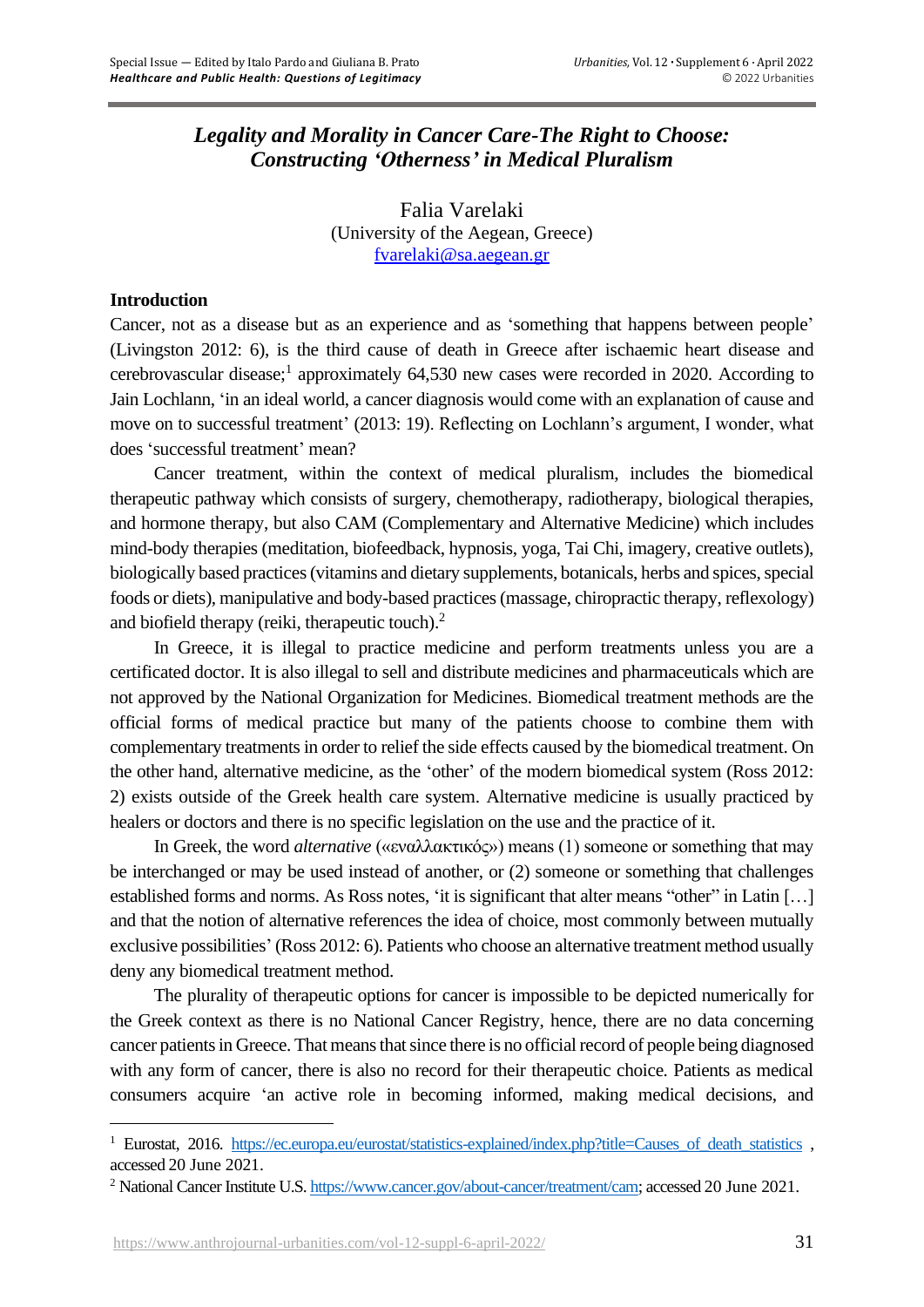# *Legality and Morality in Cancer Care-The Right to Choose: Constructing 'Otherness' in Medical Pluralism*

Falia Varelaki
(University of the Aegean, Greece)
fvarelaki@sa.aegean.gr

## Introduction

Cancer, not as a disease but as an experience and as 'something that happens between people' (Livingston 2012: 6), is the third cause of death in Greece after ischaemic heart disease and cerebrovascular disease;[1] approximately 64,530 new cases were recorded in 2020. According to Jain Lochlann, 'in an ideal world, a cancer diagnosis would come with an explanation of cause and move on to successful treatment' (2013: 19). Reflecting on Lochlann's argument, I wonder, what does 'successful treatment' mean?

Cancer treatment, within the context of medical pluralism, includes the biomedical therapeutic pathway which consists of surgery, chemotherapy, radiotherapy, biological therapies, and hormone therapy, but also CAM (Complementary and Alternative Medicine) which includes mind-body therapies (meditation, biofeedback, hypnosis, yoga, Tai Chi, imagery, creative outlets), biologically based practices (vitamins and dietary supplements, botanicals, herbs and spices, special foods or diets), manipulative and body-based practices (massage, chiropractic therapy, reflexology) and biofield therapy (reiki, therapeutic touch).[2]

In Greece, it is illegal to practice medicine and perform treatments unless you are a certificated doctor. It is also illegal to sell and distribute medicines and pharmaceuticals which are not approved by the National Organization for Medicines. Biomedical treatment methods are the official forms of medical practice but many of the patients choose to combine them with complementary treatments in order to relief the side effects caused by the biomedical treatment. On the other hand, alternative medicine, as the 'other' of the modern biomedical system (Ross 2012: 2) exists outside of the Greek health care system. Alternative medicine is usually practiced by healers or doctors and there is no specific legislation on the use and the practice of it.

In Greek, the word *alternative* («εναλλακτικός») means (1) someone or something that may be interchanged or may be used instead of another, or (2) someone or something that challenges established forms and norms. As Ross notes, 'it is significant that alter means "other" in Latin […] and that the notion of alternative references the idea of choice, most commonly between mutually exclusive possibilities' (Ross 2012: 6). Patients who choose an alternative treatment method usually deny any biomedical treatment method.

The plurality of therapeutic options for cancer is impossible to be depicted numerically for the Greek context as there is no National Cancer Registry, hence, there are no data concerning cancer patients in Greece. That means that since there is no official record of people being diagnosed with any form of cancer, there is also no record for their therapeutic choice. Patients as medical consumers acquire 'an active role in becoming informed, making medical decisions, and

---

[1] Eurostat, 2016. https://ec.europa.eu/eurostat/statistics-explained/index.php?title=Causes_of_death_statistics , accessed 20 June 2021.

[2] National Cancer Institute U.S. https://www.cancer.gov/about-cancer/treatment/cam; accessed 20 June 2021.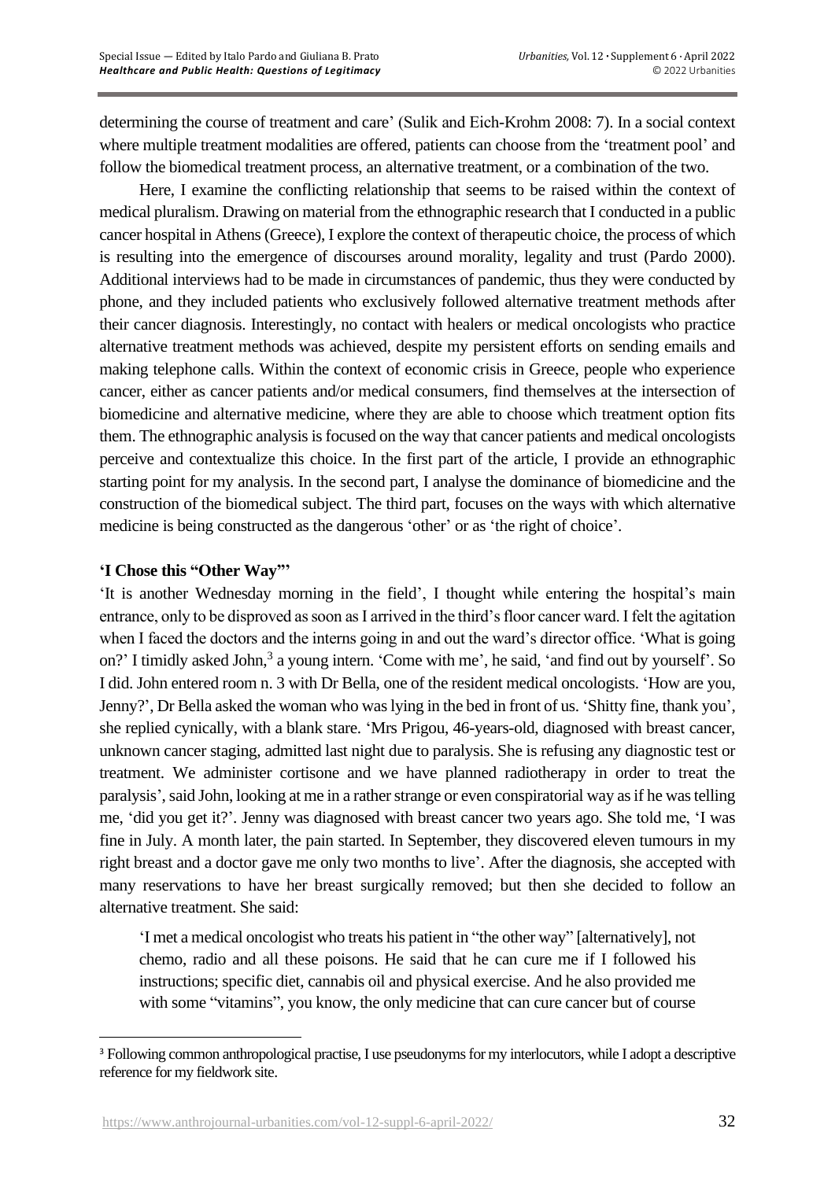determining the course of treatment and care' (Sulik and Eich-Krohm 2008: 7). In a social context where multiple treatment modalities are offered, patients can choose from the 'treatment pool' and follow the biomedical treatment process, an alternative treatment, or a combination of the two.

Here, I examine the conflicting relationship that seems to be raised within the context of medical pluralism. Drawing on material from the ethnographic research that I conducted in a public cancer hospital in Athens (Greece), I explore the context of therapeutic choice, the process of which is resulting into the emergence of discourses around morality, legality and trust (Pardo 2000). Additional interviews had to be made in circumstances of pandemic, thus they were conducted by phone, and they included patients who exclusively followed alternative treatment methods after their cancer diagnosis. Interestingly, no contact with healers or medical oncologists who practice alternative treatment methods was achieved, despite my persistent efforts on sending emails and making telephone calls. Within the context of economic crisis in Greece, people who experience cancer, either as cancer patients and/or medical consumers, find themselves at the intersection of biomedicine and alternative medicine, where they are able to choose which treatment option fits them. The ethnographic analysis is focused on the way that cancer patients and medical oncologists perceive and contextualize this choice. In the first part of the article, I provide an ethnographic starting point for my analysis. In the second part, I analyse the dominance of biomedicine and the construction of the biomedical subject. The third part, focuses on the ways with which alternative medicine is being constructed as the dangerous 'other' or as 'the right of choice'.

## 'I Chose this "Other Way"'

'It is another Wednesday morning in the field', I thought while entering the hospital's main entrance, only to be disproved as soon as I arrived in the third's floor cancer ward. I felt the agitation when I faced the doctors and the interns going in and out the ward's director office. 'What is going on?' I timidly asked John,[3] a young intern. 'Come with me', he said, 'and find out by yourself'. So I did. John entered room n. 3 with Dr Bella, one of the resident medical oncologists. 'How are you, Jenny?', Dr Bella asked the woman who was lying in the bed in front of us. 'Shitty fine, thank you', she replied cynically, with a blank stare. 'Mrs Prigou, 46-years-old, diagnosed with breast cancer, unknown cancer staging, admitted last night due to paralysis. She is refusing any diagnostic test or treatment. We administer cortisone and we have planned radiotherapy in order to treat the paralysis', said John, looking at me in a rather strange or even conspiratorial way as if he was telling me, 'did you get it?'. Jenny was diagnosed with breast cancer two years ago. She told me, 'I was fine in July. A month later, the pain started. In September, they discovered eleven tumours in my right breast and a doctor gave me only two months to live'. After the diagnosis, she accepted with many reservations to have her breast surgically removed; but then she decided to follow an alternative treatment. She said:

> 'I met a medical oncologist who treats his patient in "the other way" [alternatively], not chemo, radio and all these poisons. He said that he can cure me if I followed his instructions; specific diet, cannabis oil and physical exercise. And he also provided me with some "vitamins", you know, the only medicine that can cure cancer but of course

[3] Following common anthropological practise, I use pseudonyms for my interlocutors, while I adopt a descriptive reference for my fieldwork site.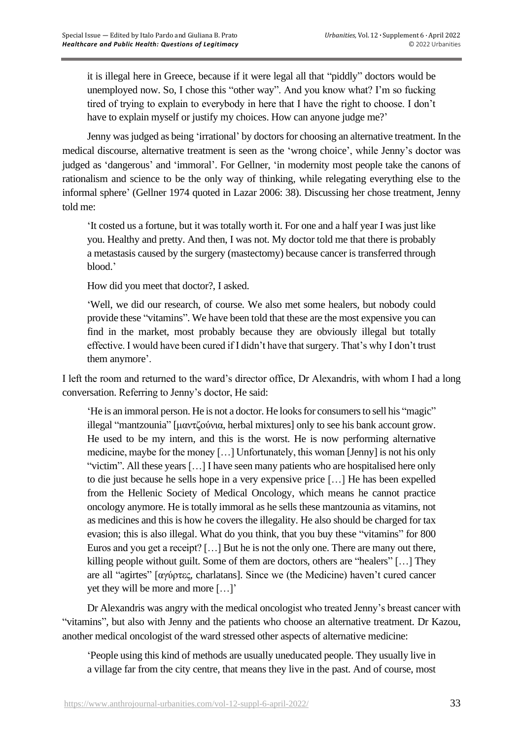> it is illegal here in Greece, because if it were legal all that "piddly" doctors would be unemployed now. So, I chose this "other way". And you know what? I'm so fucking tired of trying to explain to everybody in here that I have the right to choose. I don't have to explain myself or justify my choices. How can anyone judge me?'

Jenny was judged as being 'irrational' by doctors for choosing an alternative treatment. In the medical discourse, alternative treatment is seen as the 'wrong choice', while Jenny's doctor was judged as 'dangerous' and 'immoral'. For Gellner, 'in modernity most people take the canons of rationalism and science to be the only way of thinking, while relegating everything else to the informal sphere' (Gellner 1974 quoted in Lazar 2006: 38). Discussing her chose treatment, Jenny told me:

> 'It costed us a fortune, but it was totally worth it. For one and a half year I was just like you. Healthy and pretty. And then, I was not. My doctor told me that there is probably a metastasis caused by the surgery (mastectomy) because cancer is transferred through blood.'
>
> How did you meet that doctor?, I asked.
>
> 'Well, we did our research, of course. We also met some healers, but nobody could provide these "vitamins". We have been told that these are the most expensive you can find in the market, most probably because they are obviously illegal but totally effective. I would have been cured if I didn't have that surgery. That's why I don't trust them anymore'.

I left the room and returned to the ward's director office, Dr Alexandris, with whom I had a long conversation. Referring to Jenny's doctor, He said:

> 'He is an immoral person. He is not a doctor. He looks for consumers to sell his "magic" illegal "mantzounia" [μαντζούνια, herbal mixtures] only to see his bank account grow. He used to be my intern, and this is the worst. He is now performing alternative medicine, maybe for the money […] Unfortunately, this woman [Jenny] is not his only "victim". All these years […] I have seen many patients who are hospitalised here only to die just because he sells hope in a very expensive price […] He has been expelled from the Hellenic Society of Medical Oncology, which means he cannot practice oncology anymore. He is totally immoral as he sells these mantzounia as vitamins, not as medicines and this is how he covers the illegality. He also should be charged for tax evasion; this is also illegal. What do you think, that you buy these "vitamins" for 800 Euros and you get a receipt? […] But he is not the only one. There are many out there, killing people without guilt. Some of them are doctors, others are "healers" […] They are all "agirtes" [αγύρτες, charlatans]. Since we (the Medicine) haven't cured cancer yet they will be more and more […]'

Dr Alexandris was angry with the medical oncologist who treated Jenny's breast cancer with "vitamins", but also with Jenny and the patients who choose an alternative treatment. Dr Kazou, another medical oncologist of the ward stressed other aspects of alternative medicine:

> 'People using this kind of methods are usually uneducated people. They usually live in a village far from the city centre, that means they live in the past. And of course, most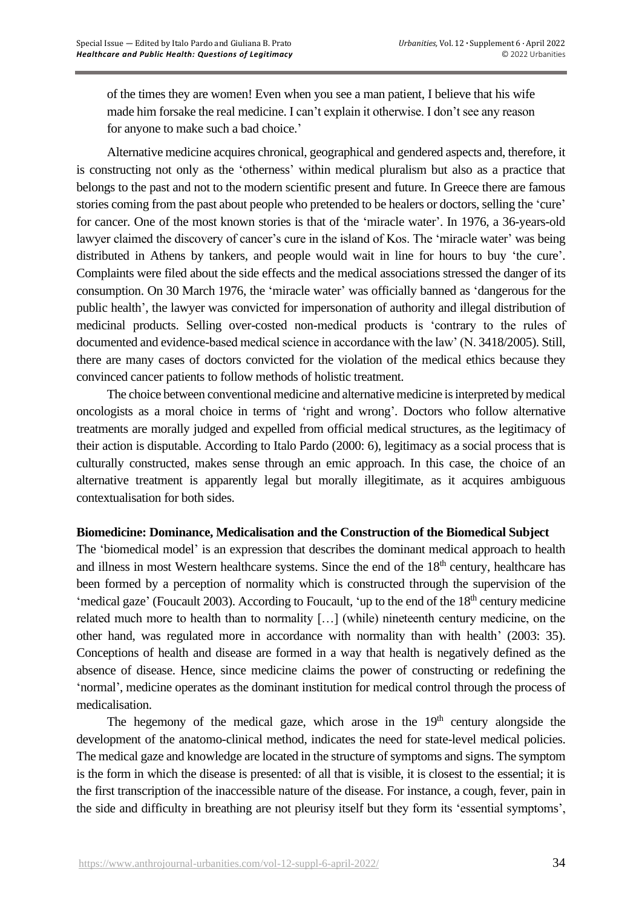of the times they are women! Even when you see a man patient, I believe that his wife made him forsake the real medicine. I can't explain it otherwise. I don't see any reason for anyone to make such a bad choice.'

Alternative medicine acquires chronical, geographical and gendered aspects and, therefore, it is constructing not only as the 'otherness' within medical pluralism but also as a practice that belongs to the past and not to the modern scientific present and future. In Greece there are famous stories coming from the past about people who pretended to be healers or doctors, selling the 'cure' for cancer. One of the most known stories is that of the 'miracle water'. In 1976, a 36-years-old lawyer claimed the discovery of cancer's cure in the island of Kos. The 'miracle water' was being distributed in Athens by tankers, and people would wait in line for hours to buy 'the cure'. Complaints were filed about the side effects and the medical associations stressed the danger of its consumption. On 30 March 1976, the 'miracle water' was officially banned as 'dangerous for the public health', the lawyer was convicted for impersonation of authority and illegal distribution of medicinal products. Selling over-costed non-medical products is 'contrary to the rules of documented and evidence-based medical science in accordance with the law' (N. 3418/2005). Still, there are many cases of doctors convicted for the violation of the medical ethics because they convinced cancer patients to follow methods of holistic treatment.

The choice between conventional medicine and alternative medicine is interpreted by medical oncologists as a moral choice in terms of 'right and wrong'. Doctors who follow alternative treatments are morally judged and expelled from official medical structures, as the legitimacy of their action is disputable. According to Italo Pardo (2000: 6), legitimacy as a social process that is culturally constructed, makes sense through an emic approach. In this case, the choice of an alternative treatment is apparently legal but morally illegitimate, as it acquires ambiguous contextualisation for both sides.

**Biomedicine: Dominance, Medicalisation and the Construction of the Biomedical Subject**

The 'biomedical model' is an expression that describes the dominant medical approach to health and illness in most Western healthcare systems. Since the end of the 18th century, healthcare has been formed by a perception of normality which is constructed through the supervision of the 'medical gaze' (Foucault 2003). According to Foucault, 'up to the end of the 18th century medicine related much more to health than to normality […] (while) nineteenth century medicine, on the other hand, was regulated more in accordance with normality than with health' (2003: 35). Conceptions of health and disease are formed in a way that health is negatively defined as the absence of disease. Hence, since medicine claims the power of constructing or redefining the 'normal', medicine operates as the dominant institution for medical control through the process of medicalisation.

The hegemony of the medical gaze, which arose in the 19th century alongside the development of the anatomo-clinical method, indicates the need for state-level medical policies. The medical gaze and knowledge are located in the structure of symptoms and signs. The symptom is the form in which the disease is presented: of all that is visible, it is closest to the essential; it is the first transcription of the inaccessible nature of the disease. For instance, a cough, fever, pain in the side and difficulty in breathing are not pleurisy itself but they form its 'essential symptoms',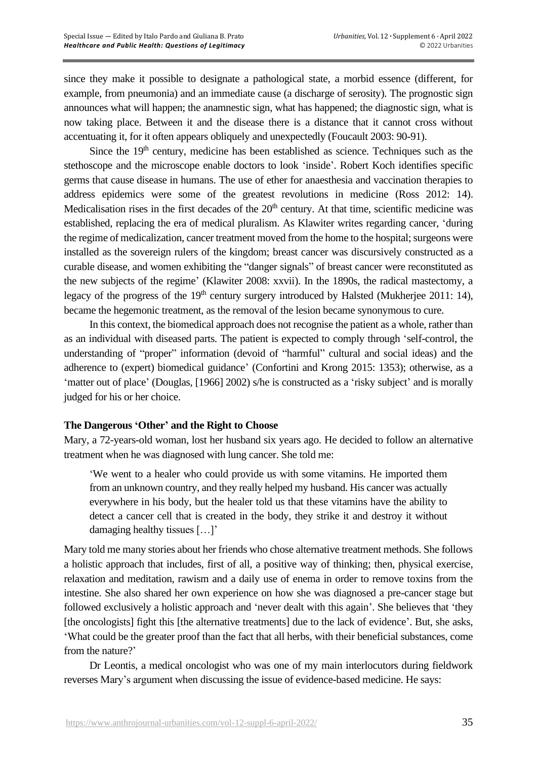since they make it possible to designate a pathological state, a morbid essence (different, for example, from pneumonia) and an immediate cause (a discharge of serosity). The prognostic sign announces what will happen; the anamnestic sign, what has happened; the diagnostic sign, what is now taking place. Between it and the disease there is a distance that it cannot cross without accentuating it, for it often appears obliquely and unexpectedly (Foucault 2003: 90-91).

Since the 19th century, medicine has been established as science. Techniques such as the stethoscope and the microscope enable doctors to look 'inside'. Robert Koch identifies specific germs that cause disease in humans. The use of ether for anaesthesia and vaccination therapies to address epidemics were some of the greatest revolutions in medicine (Ross 2012: 14). Medicalisation rises in the first decades of the 20th century. At that time, scientific medicine was established, replacing the era of medical pluralism. As Klawiter writes regarding cancer, 'during the regime of medicalization, cancer treatment moved from the home to the hospital; surgeons were installed as the sovereign rulers of the kingdom; breast cancer was discursively constructed as a curable disease, and women exhibiting the "danger signals" of breast cancer were reconstituted as the new subjects of the regime' (Klawiter 2008: xxvii). In the 1890s, the radical mastectomy, a legacy of the progress of the 19th century surgery introduced by Halsted (Mukherjee 2011: 14), became the hegemonic treatment, as the removal of the lesion became synonymous to cure.

In this context, the biomedical approach does not recognise the patient as a whole, rather than as an individual with diseased parts. The patient is expected to comply through 'self-control, the understanding of "proper" information (devoid of "harmful" cultural and social ideas) and the adherence to (expert) biomedical guidance' (Confortini and Krong 2015: 1353); otherwise, as a 'matter out of place' (Douglas, [1966] 2002) s/he is constructed as a 'risky subject' and is morally judged for his or her choice.

## The Dangerous 'Other' and the Right to Choose

Mary, a 72-years-old woman, lost her husband six years ago. He decided to follow an alternative treatment when he was diagnosed with lung cancer. She told me:

> 'We went to a healer who could provide us with some vitamins. He imported them from an unknown country, and they really helped my husband. His cancer was actually everywhere in his body, but the healer told us that these vitamins have the ability to detect a cancer cell that is created in the body, they strike it and destroy it without damaging healthy tissues […]'

Mary told me many stories about her friends who chose alternative treatment methods. She follows a holistic approach that includes, first of all, a positive way of thinking; then, physical exercise, relaxation and meditation, rawism and a daily use of enema in order to remove toxins from the intestine. She also shared her own experience on how she was diagnosed a pre-cancer stage but followed exclusively a holistic approach and 'never dealt with this again'. She believes that 'they [the oncologists] fight this [the alternative treatments] due to the lack of evidence'. But, she asks, 'What could be the greater proof than the fact that all herbs, with their beneficial substances, come from the nature?'

Dr Leontis, a medical oncologist who was one of my main interlocutors during fieldwork reverses Mary's argument when discussing the issue of evidence-based medicine. He says: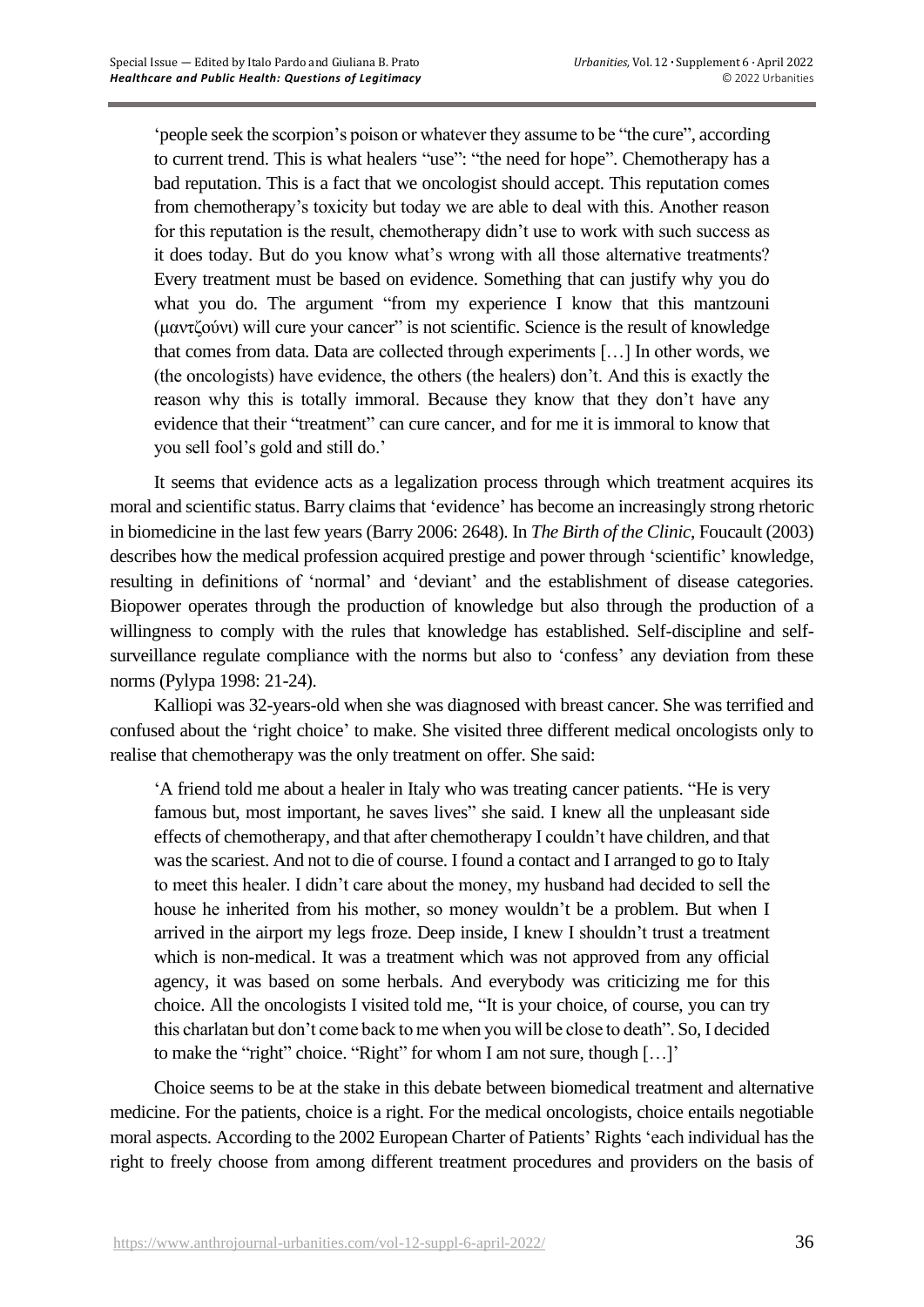'people seek the scorpion's poison or whatever they assume to be "the cure", according to current trend. This is what healers "use": "the need for hope". Chemotherapy has a bad reputation. This is a fact that we oncologist should accept. This reputation comes from chemotherapy's toxicity but today we are able to deal with this. Another reason for this reputation is the result, chemotherapy didn't use to work with such success as it does today. But do you know what's wrong with all those alternative treatments? Every treatment must be based on evidence. Something that can justify why you do what you do. The argument "from my experience I know that this mantzouni (μαντζούνι) will cure your cancer" is not scientific. Science is the result of knowledge that comes from data. Data are collected through experiments […] In other words, we (the oncologists) have evidence, the others (the healers) don't. And this is exactly the reason why this is totally immoral. Because they know that they don't have any evidence that their "treatment" can cure cancer, and for me it is immoral to know that you sell fool's gold and still do.'

It seems that evidence acts as a legalization process through which treatment acquires its moral and scientific status. Barry claims that 'evidence' has become an increasingly strong rhetoric in biomedicine in the last few years (Barry 2006: 2648). In *The Birth of the Clinic*, Foucault (2003) describes how the medical profession acquired prestige and power through 'scientific' knowledge, resulting in definitions of 'normal' and 'deviant' and the establishment of disease categories. Biopower operates through the production of knowledge but also through the production of a willingness to comply with the rules that knowledge has established. Self-discipline and self-surveillance regulate compliance with the norms but also to 'confess' any deviation from these norms (Pylypa 1998: 21-24).

Kalliopi was 32-years-old when she was diagnosed with breast cancer. She was terrified and confused about the 'right choice' to make. She visited three different medical oncologists only to realise that chemotherapy was the only treatment on offer. She said:

'A friend told me about a healer in Italy who was treating cancer patients. "He is very famous but, most important, he saves lives" she said. I knew all the unpleasant side effects of chemotherapy, and that after chemotherapy I couldn't have children, and that was the scariest. And not to die of course. I found a contact and I arranged to go to Italy to meet this healer. I didn't care about the money, my husband had decided to sell the house he inherited from his mother, so money wouldn't be a problem. But when I arrived in the airport my legs froze. Deep inside, I knew I shouldn't trust a treatment which is non-medical. It was a treatment which was not approved from any official agency, it was based on some herbals. And everybody was criticizing me for this choice. All the oncologists I visited told me, "It is your choice, of course, you can try this charlatan but don't come back to me when you will be close to death". So, I decided to make the "right" choice. "Right" for whom I am not sure, though […]'

Choice seems to be at the stake in this debate between biomedical treatment and alternative medicine. For the patients, choice is a right. For the medical oncologists, choice entails negotiable moral aspects. According to the 2002 European Charter of Patients' Rights 'each individual has the right to freely choose from among different treatment procedures and providers on the basis of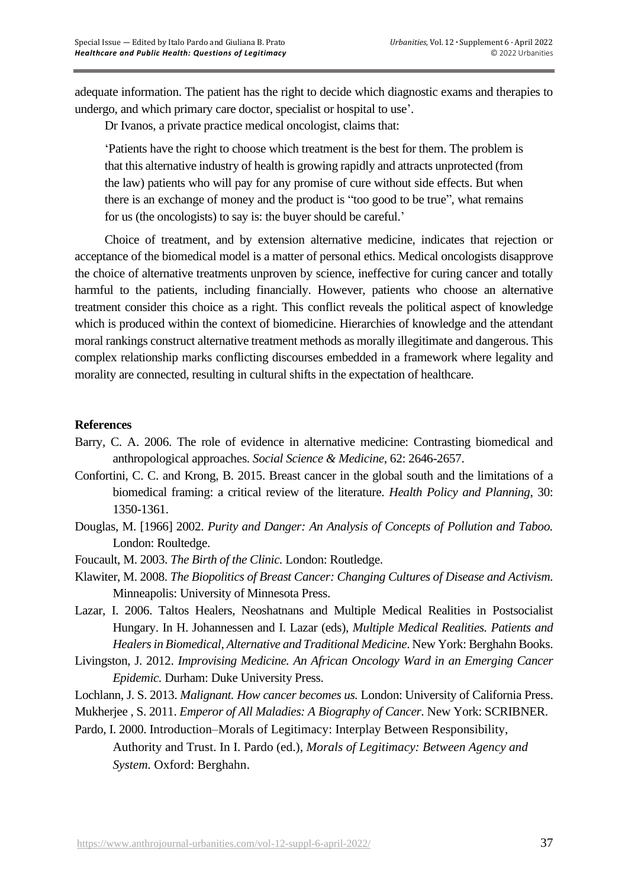adequate information. The patient has the right to decide which diagnostic exams and therapies to undergo, and which primary care doctor, specialist or hospital to use'.

Dr Ivanos, a private practice medical oncologist, claims that:

> 'Patients have the right to choose which treatment is the best for them. The problem is that this alternative industry of health is growing rapidly and attracts unprotected (from the law) patients who will pay for any promise of cure without side effects. But when there is an exchange of money and the product is "too good to be true", what remains for us (the oncologists) to say is: the buyer should be careful.'

Choice of treatment, and by extension alternative medicine, indicates that rejection or acceptance of the biomedical model is a matter of personal ethics. Medical oncologists disapprove the choice of alternative treatments unproven by science, ineffective for curing cancer and totally harmful to the patients, including financially. However, patients who choose an alternative treatment consider this choice as a right. This conflict reveals the political aspect of knowledge which is produced within the context of biomedicine. Hierarchies of knowledge and the attendant moral rankings construct alternative treatment methods as morally illegitimate and dangerous. This complex relationship marks conflicting discourses embedded in a framework where legality and morality are connected, resulting in cultural shifts in the expectation of healthcare.

**References**

Barry, C. A. 2006. The role of evidence in alternative medicine: Contrasting biomedical and anthropological approaches. *Social Science & Medicine*, 62: 2646-2657.

Confortini, C. C. and Krong, B. 2015. Breast cancer in the global south and the limitations of a biomedical framing: a critical review of the literature. *Health Policy and Planning*, 30: 1350-1361.

Douglas, M. [1966] 2002. *Purity and Danger: An Analysis of Concepts of Pollution and Taboo.* London: Roultedge.

Foucault, M. 2003. *The Birth of the Clinic.* London: Routledge.

Klawiter, M. 2008. *The Biopolitics of Breast Cancer: Changing Cultures of Disease and Activism.* Minneapolis: University of Minnesota Press.

Lazar, I. 2006. Taltos Healers, Neoshatnans and Multiple Medical Realities in Postsocialist Hungary. In H. Johannessen and I. Lazar (eds), *Multiple Medical Realities. Patients and Healers in Biomedical, Alternative and Traditional Medicine*. New York: Berghahn Books.

Livingston, J. 2012. *Improvising Medicine. An African Oncology Ward in an Emerging Cancer Epidemic.* Durham: Duke University Press.

Lochlann, J. S. 2013. *Malignant. How cancer becomes us.* London: University of California Press.

Mukherjee , S. 2011. *Emperor of All Maladies: A Biography of Cancer.* New York: SCRIBNER.

Pardo, I. 2000. Introduction–Morals of Legitimacy: Interplay Between Responsibility, Authority and Trust. In I. Pardo (ed.), *Morals of Legitimacy: Between Agency and System.* Oxford: Berghahn.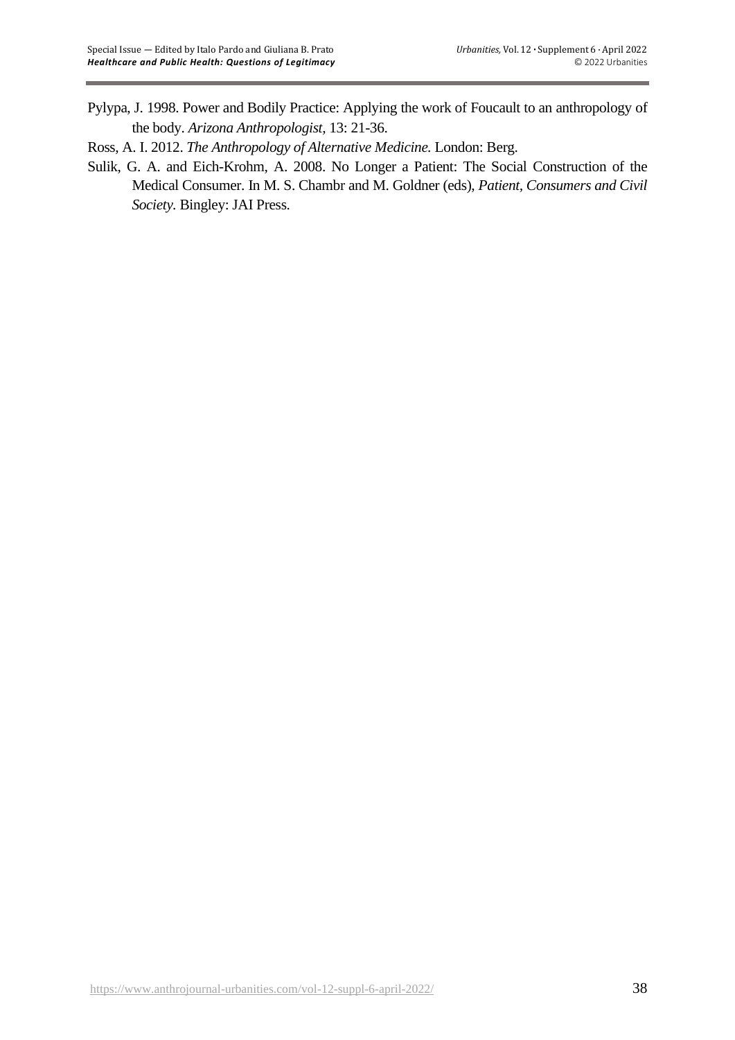Pylypa, J. 1998. Power and Bodily Practice: Applying the work of Foucault to an anthropology of the body. *Arizona Anthropologist*, 13: 21-36.

Ross, A. I. 2012. *The Anthropology of Alternative Medicine.* London: Berg.

Sulik, G. A. and Eich-Krohm, A. 2008. No Longer a Patient: The Social Construction of the Medical Consumer. In M. S. Chambr and M. Goldner (eds), *Patient, Consumers and Civil Society.* Bingley: JAI Press.